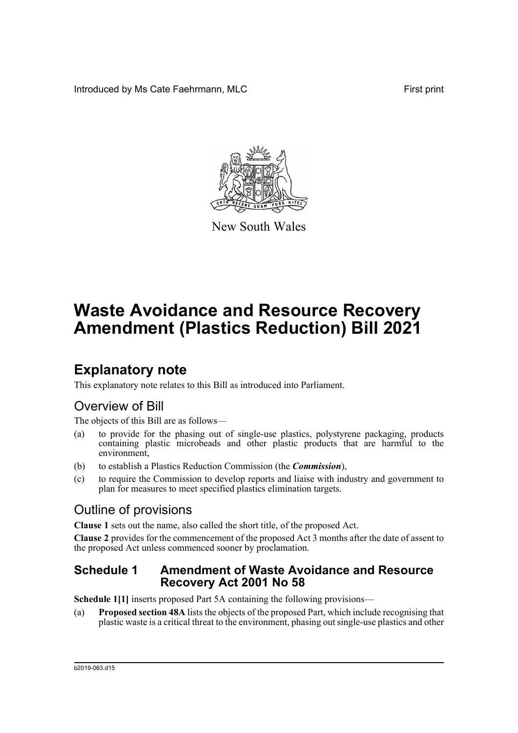Introduced by Ms Cate Faehrmann, MLC First print

New South Wales

# Waste Avoidance and Resource Recovery Amendment (Plastics Reduction) Bill 2021

## Explanatory note

This explanatory note relates to this Bill as introduced into Parliament.

### Overview of Bill

The objects of this Bill are as follows—

(a) to provide for the phasing out of single-use plastics, polystyrene packaging, products containing plastic microbeads and other plastic products that are harmful to the environment,

(b) to establish a Plastics Reduction Commission (the ***Commission***),

(c) to require the Commission to develop reports and liaise with industry and government to plan for measures to meet specified plastics elimination targets.

### Outline of provisions

**Clause 1** sets out the name, also called the short title, of the proposed Act.

**Clause 2** provides for the commencement of the proposed Act 3 months after the date of assent to the proposed Act unless commenced sooner by proclamation.

#### Schedule 1 Amendment of Waste Avoidance and Resource Recovery Act 2001 No 58

**Schedule 1[1]** inserts proposed Part 5A containing the following provisions—

(a) **Proposed section 48A** lists the objects of the proposed Part, which include recognising that plastic waste is a critical threat to the environment, phasing out single-use plastics and other

b2019-063.d15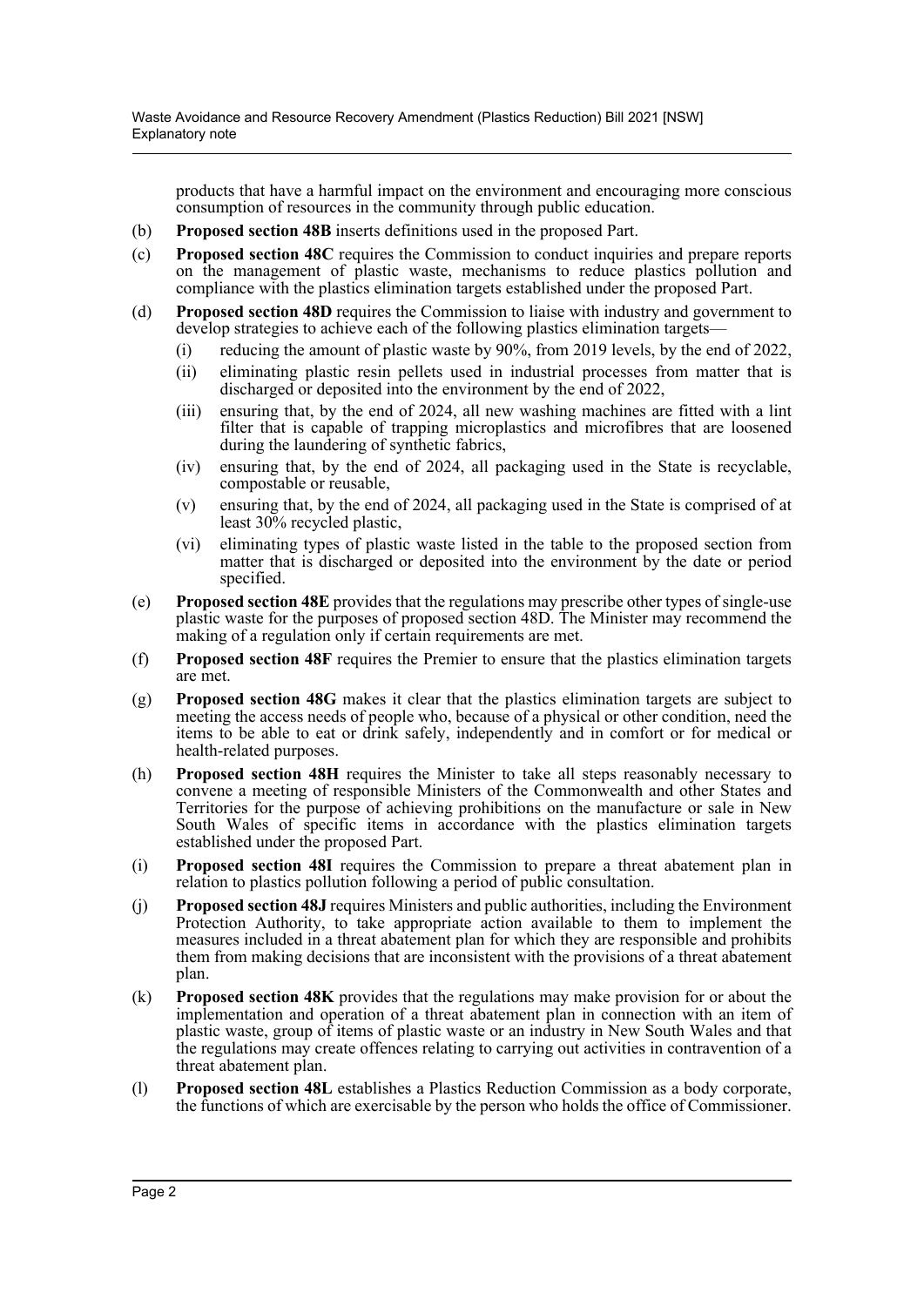products that have a harmful impact on the environment and encouraging more conscious consumption of resources in the community through public education.

(b) **Proposed section 48B** inserts definitions used in the proposed Part.

(c) **Proposed section 48C** requires the Commission to conduct inquiries and prepare reports on the management of plastic waste, mechanisms to reduce plastics pollution and compliance with the plastics elimination targets established under the proposed Part.

(d) **Proposed section 48D** requires the Commission to liaise with industry and government to develop strategies to achieve each of the following plastics elimination targets—

   (i) reducing the amount of plastic waste by 90%, from 2019 levels, by the end of 2022,

   (ii) eliminating plastic resin pellets used in industrial processes from matter that is discharged or deposited into the environment by the end of 2022,

   (iii) ensuring that, by the end of 2024, all new washing machines are fitted with a lint filter that is capable of trapping microplastics and microfibres that are loosened during the laundering of synthetic fabrics,

   (iv) ensuring that, by the end of 2024, all packaging used in the State is recyclable, compostable or reusable,

   (v) ensuring that, by the end of 2024, all packaging used in the State is comprised of at least 30% recycled plastic,

   (vi) eliminating types of plastic waste listed in the table to the proposed section from matter that is discharged or deposited into the environment by the date or period specified.

(e) **Proposed section 48E** provides that the regulations may prescribe other types of single-use plastic waste for the purposes of proposed section 48D. The Minister may recommend the making of a regulation only if certain requirements are met.

(f) **Proposed section 48F** requires the Premier to ensure that the plastics elimination targets are met.

(g) **Proposed section 48G** makes it clear that the plastics elimination targets are subject to meeting the access needs of people who, because of a physical or other condition, need the items to be able to eat or drink safely, independently and in comfort or for medical or health-related purposes.

(h) **Proposed section 48H** requires the Minister to take all steps reasonably necessary to convene a meeting of responsible Ministers of the Commonwealth and other States and Territories for the purpose of achieving prohibitions on the manufacture or sale in New South Wales of specific items in accordance with the plastics elimination targets established under the proposed Part.

(i) **Proposed section 48I** requires the Commission to prepare a threat abatement plan in relation to plastics pollution following a period of public consultation.

(j) **Proposed section 48J** requires Ministers and public authorities, including the Environment Protection Authority, to take appropriate action available to them to implement the measures included in a threat abatement plan for which they are responsible and prohibits them from making decisions that are inconsistent with the provisions of a threat abatement plan.

(k) **Proposed section 48K** provides that the regulations may make provision for or about the implementation and operation of a threat abatement plan in connection with an item of plastic waste, group of items of plastic waste or an industry in New South Wales and that the regulations may create offences relating to carrying out activities in contravention of a threat abatement plan.

(l) **Proposed section 48L** establishes a Plastics Reduction Commission as a body corporate, the functions of which are exercisable by the person who holds the office of Commissioner.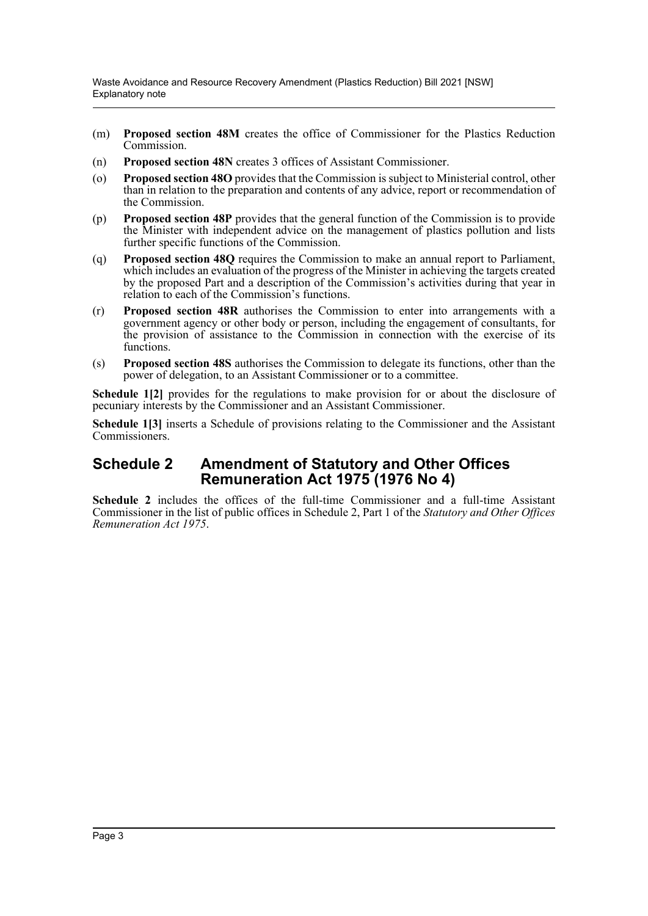(m) **Proposed section 48M** creates the office of Commissioner for the Plastics Reduction Commission.

(n) **Proposed section 48N** creates 3 offices of Assistant Commissioner.

(o) **Proposed section 48O** provides that the Commission is subject to Ministerial control, other than in relation to the preparation and contents of any advice, report or recommendation of the Commission.

(p) **Proposed section 48P** provides that the general function of the Commission is to provide the Minister with independent advice on the management of plastics pollution and lists further specific functions of the Commission.

(q) **Proposed section 48Q** requires the Commission to make an annual report to Parliament, which includes an evaluation of the progress of the Minister in achieving the targets created by the proposed Part and a description of the Commission's activities during that year in relation to each of the Commission's functions.

(r) **Proposed section 48R** authorises the Commission to enter into arrangements with a government agency or other body or person, including the engagement of consultants, for the provision of assistance to the Commission in connection with the exercise of its functions.

(s) **Proposed section 48S** authorises the Commission to delegate its functions, other than the power of delegation, to an Assistant Commissioner or to a committee.

**Schedule 1[2]** provides for the regulations to make provision for or about the disclosure of pecuniary interests by the Commissioner and an Assistant Commissioner.

**Schedule 1[3]** inserts a Schedule of provisions relating to the Commissioner and the Assistant Commissioners.

## Schedule 2 Amendment of Statutory and Other Offices Remuneration Act 1975 (1976 No 4)

**Schedule 2** includes the offices of the full-time Commissioner and a full-time Assistant Commissioner in the list of public offices in Schedule 2, Part 1 of the *Statutory and Other Offices Remuneration Act 1975*.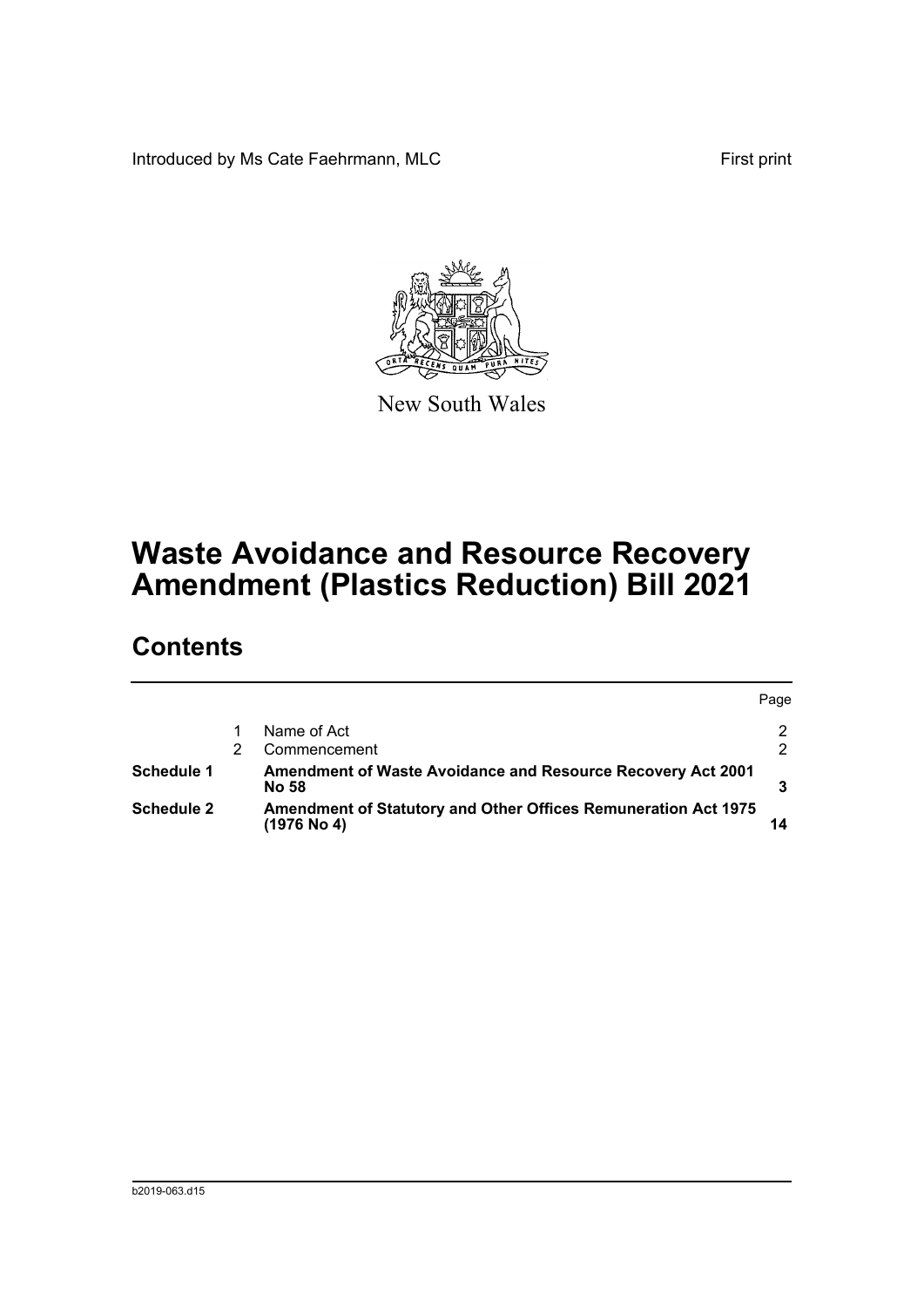Introduced by Ms Cate Faehrmann, MLC First print

New South Wales

# Waste Avoidance and Resource Recovery Amendment (Plastics Reduction) Bill 2021

## Contents

| | | | Page |
|---|---|---|---|
| | 1 | Name of Act | 2 |
| | 2 | Commencement | 2 |
| **Schedule 1** | | **Amendment of Waste Avoidance and Resource Recovery Act 2001 No 58** | **3** |
| **Schedule 2** | | **Amendment of Statutory and Other Offices Remuneration Act 1975 (1976 No 4)** | **14** |

b2019-063.d15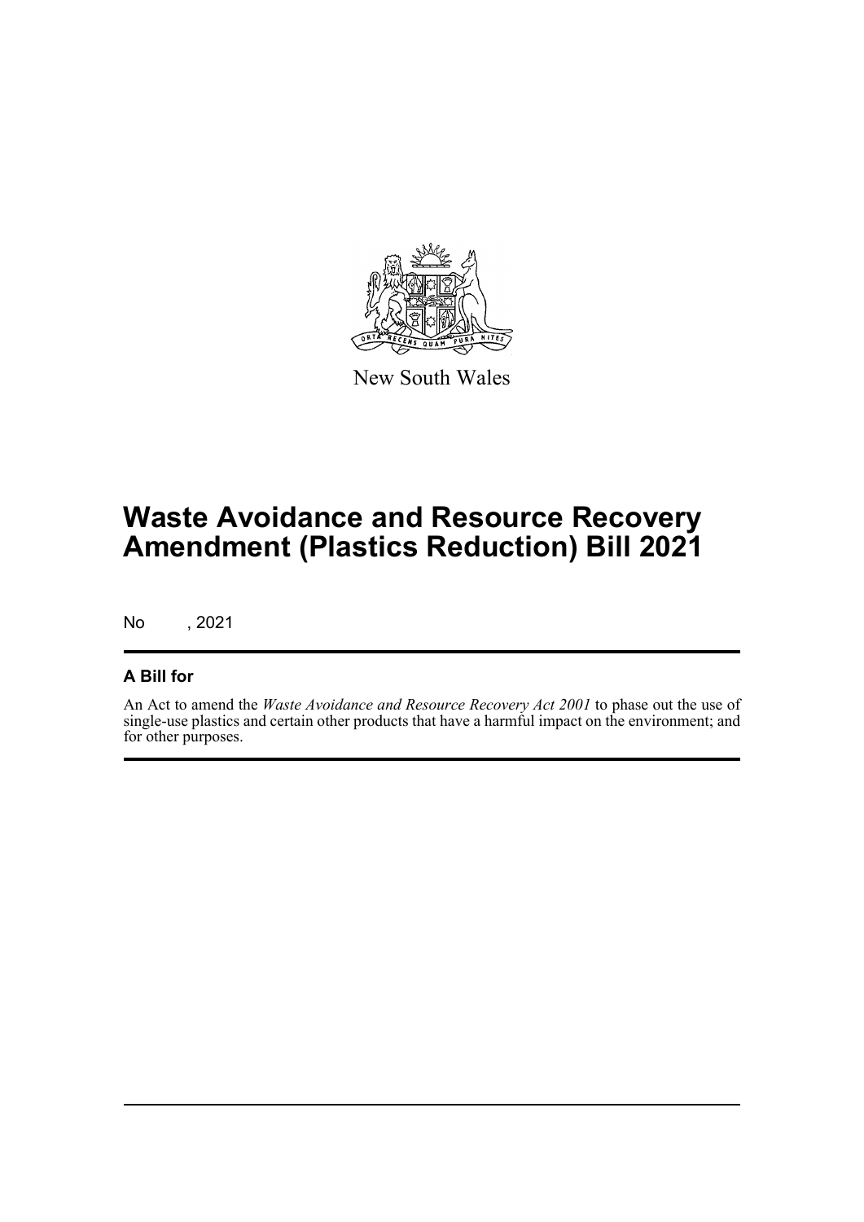New South Wales

# Waste Avoidance and Resource Recovery Amendment (Plastics Reduction) Bill 2021

No , 2021

## A Bill for

An Act to amend the *Waste Avoidance and Resource Recovery Act 2001* to phase out the use of single-use plastics and certain other products that have a harmful impact on the environment; and for other purposes.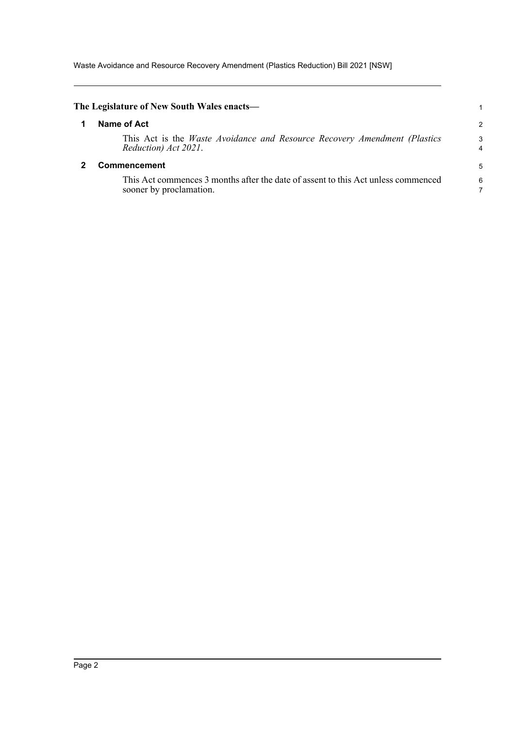**The Legislature of New South Wales enacts—**

## 1 Name of Act

This Act is the *Waste Avoidance and Resource Recovery Amendment (Plastics Reduction) Act 2021*.

## 2 Commencement

This Act commences 3 months after the date of assent to this Act unless commenced sooner by proclamation.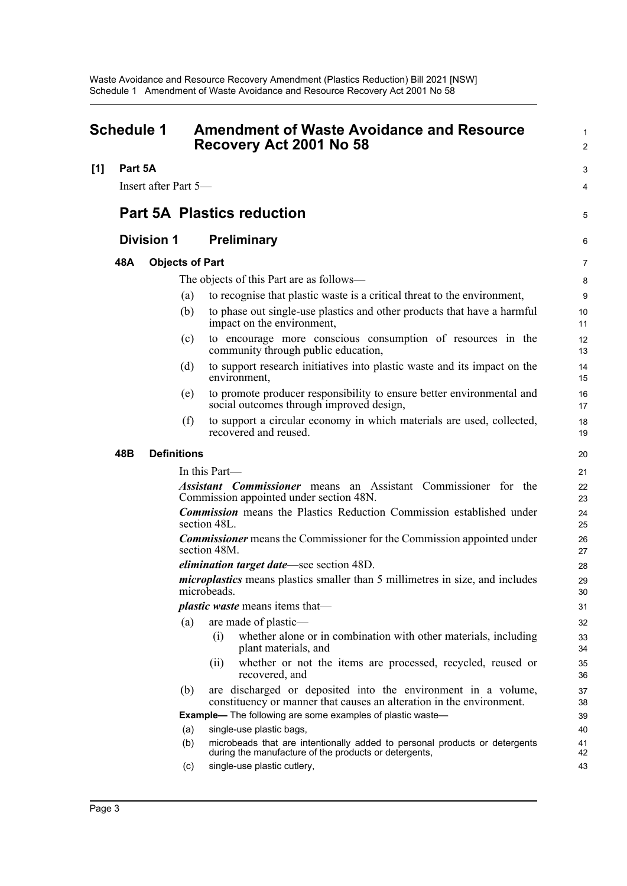# Schedule 1 Amendment of Waste Avoidance and Resource Recovery Act 2001 No 58

**[1] Part 5A**

Insert after Part 5—

## Part 5A Plastics reduction

### Division 1 Preliminary

**48A Objects of Part**

The objects of this Part are as follows—

(a) to recognise that plastic waste is a critical threat to the environment,

(b) to phase out single-use plastics and other products that have a harmful impact on the environment,

(c) to encourage more conscious consumption of resources in the community through public education,

(d) to support research initiatives into plastic waste and its impact on the environment,

(e) to promote producer responsibility to ensure better environmental and social outcomes through improved design,

(f) to support a circular economy in which materials are used, collected, recovered and reused.

**48B Definitions**

In this Part—

***Assistant Commissioner*** means an Assistant Commissioner for the Commission appointed under section 48N.

***Commission*** means the Plastics Reduction Commission established under section 48L.

***Commissioner*** means the Commissioner for the Commission appointed under section 48M.

***elimination target date***—see section 48D.

***microplastics*** means plastics smaller than 5 millimetres in size, and includes microbeads.

***plastic waste*** means items that—

(a) are made of plastic—

(i) whether alone or in combination with other materials, including plant materials, and

(ii) whether or not the items are processed, recycled, reused or recovered, and

(b) are discharged or deposited into the environment in a volume, constituency or manner that causes an alteration in the environment.

**Example—** The following are some examples of plastic waste—

(a) single-use plastic bags,

(b) microbeads that are intentionally added to personal products or detergents during the manufacture of the products or detergents,

(c) single-use plastic cutlery,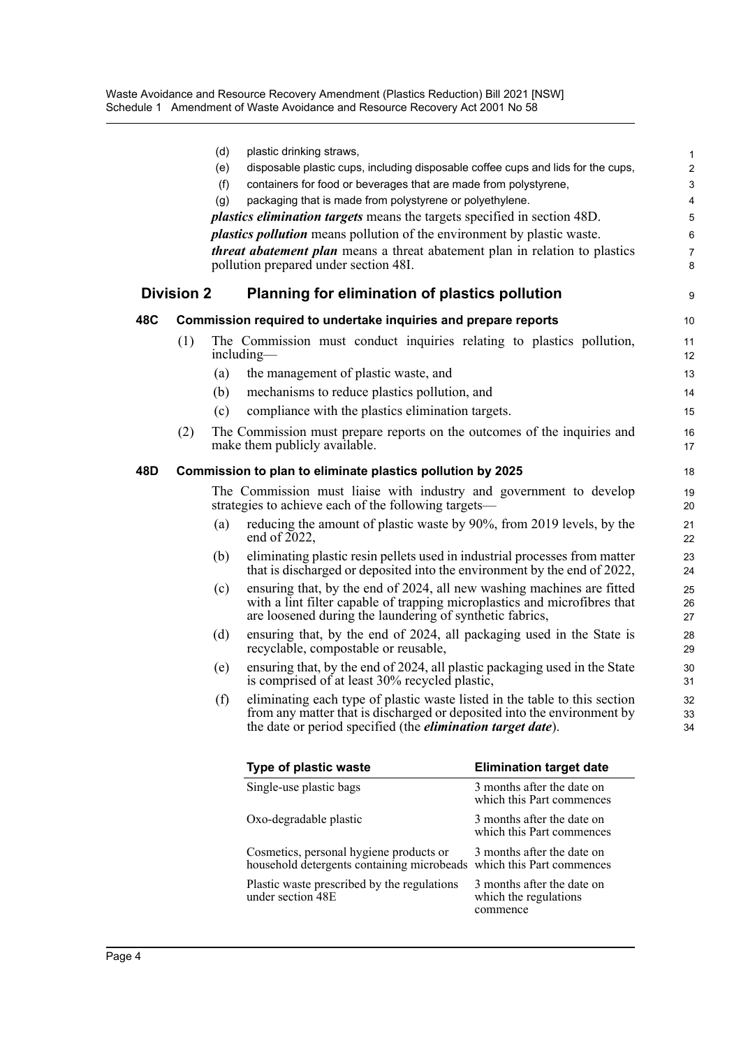(d) plastic drinking straws,

(e) disposable plastic cups, including disposable coffee cups and lids for the cups,

(f) containers for food or beverages that are made from polystyrene,

(g) packaging that is made from polystyrene or polyethylene.

***plastics elimination targets*** means the targets specified in section 48D.

***plastics pollution*** means pollution of the environment by plastic waste.

***threat abatement plan*** means a threat abatement plan in relation to plastics pollution prepared under section 48I.

## Division 2 Planning for elimination of plastics pollution

### 48C Commission required to undertake inquiries and prepare reports

(1) The Commission must conduct inquiries relating to plastics pollution, including—

(a) the management of plastic waste, and

(b) mechanisms to reduce plastics pollution, and

(c) compliance with the plastics elimination targets.

(2) The Commission must prepare reports on the outcomes of the inquiries and make them publicly available.

### 48D Commission to plan to eliminate plastics pollution by 2025

The Commission must liaise with industry and government to develop strategies to achieve each of the following targets—

(a) reducing the amount of plastic waste by 90%, from 2019 levels, by the end of 2022,

(b) eliminating plastic resin pellets used in industrial processes from matter that is discharged or deposited into the environment by the end of 2022,

(c) ensuring that, by the end of 2024, all new washing machines are fitted with a lint filter capable of trapping microplastics and microfibres that are loosened during the laundering of synthetic fabrics,

(d) ensuring that, by the end of 2024, all packaging used in the State is recyclable, compostable or reusable,

(e) ensuring that, by the end of 2024, all plastic packaging used in the State is comprised of at least 30% recycled plastic,

(f) eliminating each type of plastic waste listed in the table to this section from any matter that is discharged or deposited into the environment by the date or period specified (the ***elimination target date***).

| Type of plastic waste | Elimination target date |
|---|---|
| Single-use plastic bags | 3 months after the date on which this Part commences |
| Oxo-degradable plastic | 3 months after the date on which this Part commences |
| Cosmetics, personal hygiene products or household detergents containing microbeads | 3 months after the date on which this Part commences |
| Plastic waste prescribed by the regulations under section 48E | 3 months after the date on which the regulations commence |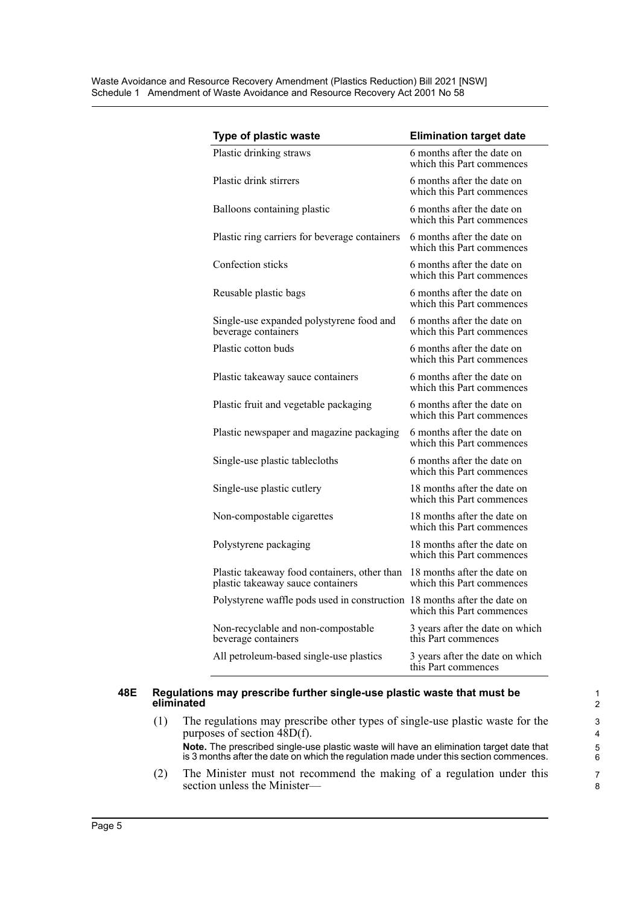| Type of plastic waste | Elimination target date |
|---|---|
| Plastic drinking straws | 6 months after the date on which this Part commences |
| Plastic drink stirrers | 6 months after the date on which this Part commences |
| Balloons containing plastic | 6 months after the date on which this Part commences |
| Plastic ring carriers for beverage containers | 6 months after the date on which this Part commences |
| Confection sticks | 6 months after the date on which this Part commences |
| Reusable plastic bags | 6 months after the date on which this Part commences |
| Single-use expanded polystyrene food and beverage containers | 6 months after the date on which this Part commences |
| Plastic cotton buds | 6 months after the date on which this Part commences |
| Plastic takeaway sauce containers | 6 months after the date on which this Part commences |
| Plastic fruit and vegetable packaging | 6 months after the date on which this Part commences |
| Plastic newspaper and magazine packaging | 6 months after the date on which this Part commences |
| Single-use plastic tablecloths | 6 months after the date on which this Part commences |
| Single-use plastic cutlery | 18 months after the date on which this Part commences |
| Non-compostable cigarettes | 18 months after the date on which this Part commences |
| Polystyrene packaging | 18 months after the date on which this Part commences |
| Plastic takeaway food containers, other than plastic takeaway sauce containers | 18 months after the date on which this Part commences |
| Polystyrene waffle pods used in construction | 18 months after the date on which this Part commences |
| Non-recyclable and non-compostable beverage containers | 3 years after the date on which this Part commences |
| All petroleum-based single-use plastics | 3 years after the date on which this Part commences |

### 48E Regulations may prescribe further single-use plastic waste that must be eliminated

(1) The regulations may prescribe other types of single-use plastic waste for the purposes of section 48D(f).

**Note.** The prescribed single-use plastic waste will have an elimination target date that is 3 months after the date on which the regulation made under this section commences.

(2) The Minister must not recommend the making of a regulation under this section unless the Minister—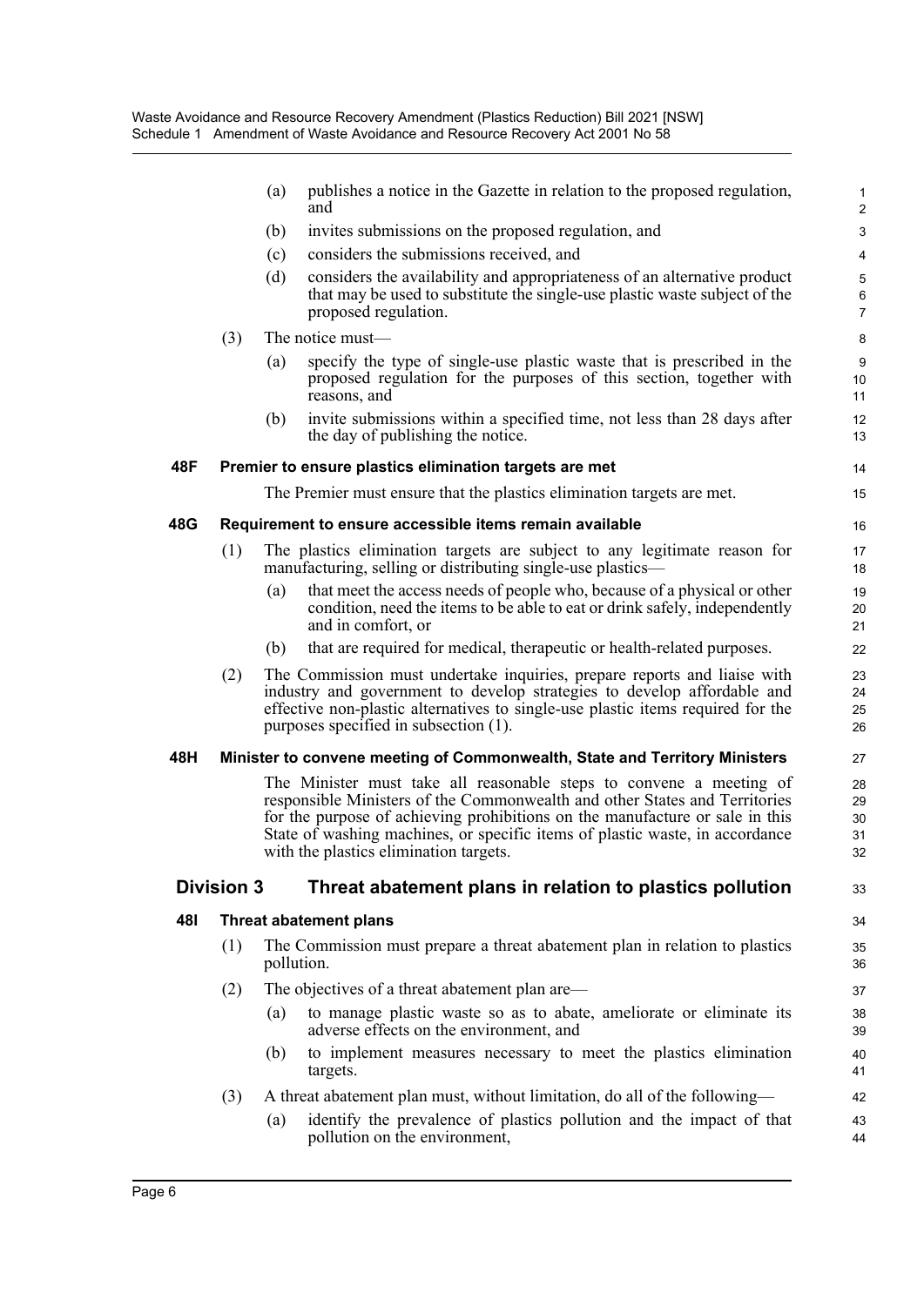(a) publishes a notice in the Gazette in relation to the proposed regulation, and

(b) invites submissions on the proposed regulation, and

(c) considers the submissions received, and

(d) considers the availability and appropriateness of an alternative product that may be used to substitute the single-use plastic waste subject of the proposed regulation.

(3) The notice must—

(a) specify the type of single-use plastic waste that is prescribed in the proposed regulation for the purposes of this section, together with reasons, and

(b) invite submissions within a specified time, not less than 28 days after the day of publishing the notice.

**48F Premier to ensure plastics elimination targets are met**

The Premier must ensure that the plastics elimination targets are met.

**48G Requirement to ensure accessible items remain available**

(1) The plastics elimination targets are subject to any legitimate reason for manufacturing, selling or distributing single-use plastics—

(a) that meet the access needs of people who, because of a physical or other condition, need the items to be able to eat or drink safely, independently and in comfort, or

(b) that are required for medical, therapeutic or health-related purposes.

(2) The Commission must undertake inquiries, prepare reports and liaise with industry and government to develop strategies to develop affordable and effective non-plastic alternatives to single-use plastic items required for the purposes specified in subsection (1).

**48H Minister to convene meeting of Commonwealth, State and Territory Ministers**

The Minister must take all reasonable steps to convene a meeting of responsible Ministers of the Commonwealth and other States and Territories for the purpose of achieving prohibitions on the manufacture or sale in this State of washing machines, or specific items of plastic waste, in accordance with the plastics elimination targets.

## Division 3 Threat abatement plans in relation to plastics pollution

**48I Threat abatement plans**

(1) The Commission must prepare a threat abatement plan in relation to plastics pollution.

(2) The objectives of a threat abatement plan are—

(a) to manage plastic waste so as to abate, ameliorate or eliminate its adverse effects on the environment, and

(b) to implement measures necessary to meet the plastics elimination targets.

(3) A threat abatement plan must, without limitation, do all of the following—

(a) identify the prevalence of plastics pollution and the impact of that pollution on the environment,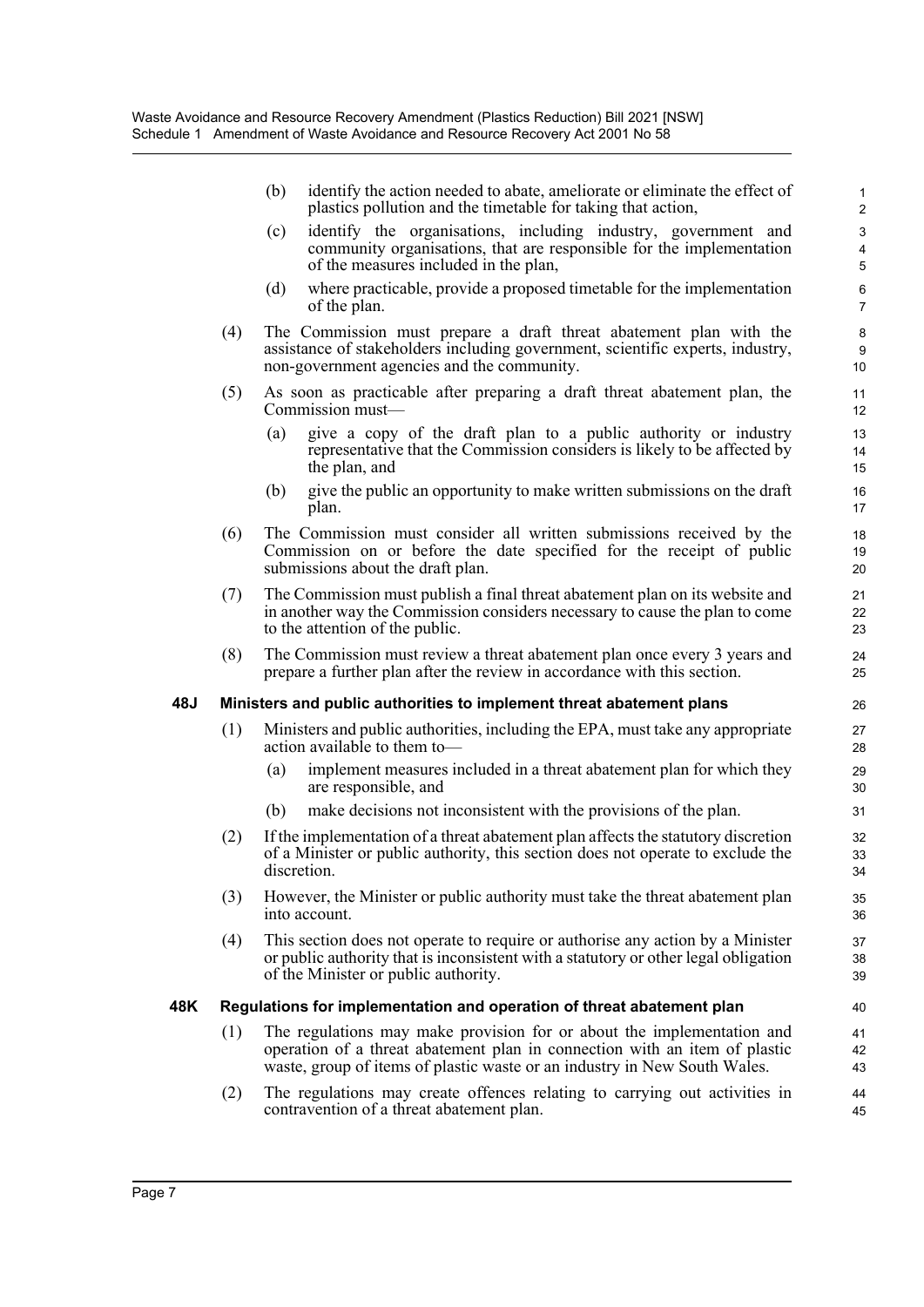(b) identify the action needed to abate, ameliorate or eliminate the effect of plastics pollution and the timetable for taking that action,

(c) identify the organisations, including industry, government and community organisations, that are responsible for the implementation of the measures included in the plan,

(d) where practicable, provide a proposed timetable for the implementation of the plan.

(4) The Commission must prepare a draft threat abatement plan with the assistance of stakeholders including government, scientific experts, industry, non-government agencies and the community.

(5) As soon as practicable after preparing a draft threat abatement plan, the Commission must—

(a) give a copy of the draft plan to a public authority or industry representative that the Commission considers is likely to be affected by the plan, and

(b) give the public an opportunity to make written submissions on the draft plan.

(6) The Commission must consider all written submissions received by the Commission on or before the date specified for the receipt of public submissions about the draft plan.

(7) The Commission must publish a final threat abatement plan on its website and in another way the Commission considers necessary to cause the plan to come to the attention of the public.

(8) The Commission must review a threat abatement plan once every 3 years and prepare a further plan after the review in accordance with this section.

**48J Ministers and public authorities to implement threat abatement plans**

(1) Ministers and public authorities, including the EPA, must take any appropriate action available to them to—

(a) implement measures included in a threat abatement plan for which they are responsible, and

(b) make decisions not inconsistent with the provisions of the plan.

(2) If the implementation of a threat abatement plan affects the statutory discretion of a Minister or public authority, this section does not operate to exclude the discretion.

(3) However, the Minister or public authority must take the threat abatement plan into account.

(4) This section does not operate to require or authorise any action by a Minister or public authority that is inconsistent with a statutory or other legal obligation of the Minister or public authority.

**48K Regulations for implementation and operation of threat abatement plan**

(1) The regulations may make provision for or about the implementation and operation of a threat abatement plan in connection with an item of plastic waste, group of items of plastic waste or an industry in New South Wales.

(2) The regulations may create offences relating to carrying out activities in contravention of a threat abatement plan.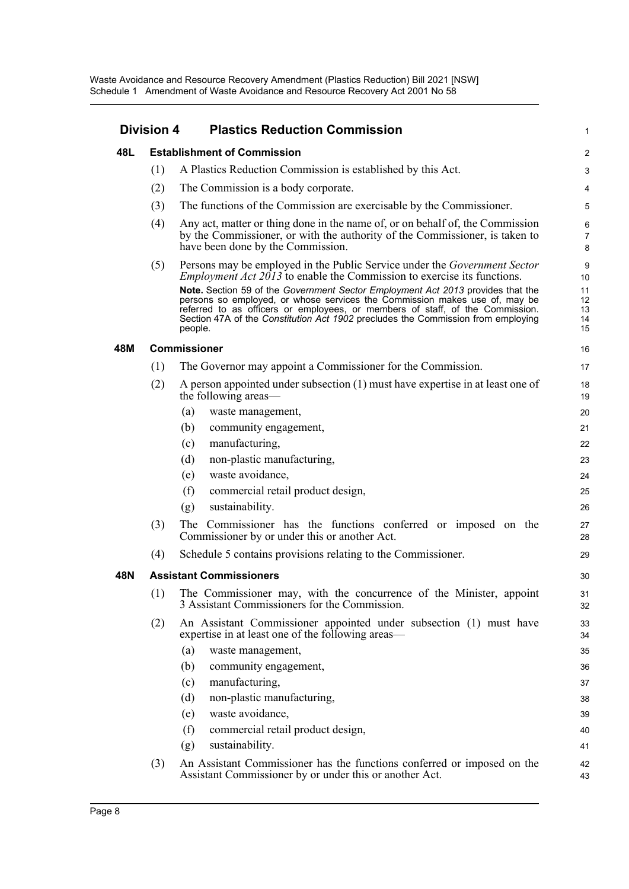## Division 4 Plastics Reduction Commission

### 48L Establishment of Commission

(1) A Plastics Reduction Commission is established by this Act.

(2) The Commission is a body corporate.

(3) The functions of the Commission are exercisable by the Commissioner.

(4) Any act, matter or thing done in the name of, or on behalf of, the Commission by the Commissioner, or with the authority of the Commissioner, is taken to have been done by the Commission.

(5) Persons may be employed in the Public Service under the *Government Sector Employment Act 2013* to enable the Commission to exercise its functions.

**Note.** Section 59 of the *Government Sector Employment Act 2013* provides that the persons so employed, or whose services the Commission makes use of, may be referred to as officers or employees, or members of staff, of the Commission. Section 47A of the *Constitution Act 1902* precludes the Commission from employing people.

### 48M Commissioner

(1) The Governor may appoint a Commissioner for the Commission.

(2) A person appointed under subsection (1) must have expertise in at least one of the following areas—

- (a) waste management,
- (b) community engagement,
- (c) manufacturing,
- (d) non-plastic manufacturing,
- (e) waste avoidance,
- (f) commercial retail product design,
- (g) sustainability.

(3) The Commissioner has the functions conferred or imposed on the Commissioner by or under this or another Act.

(4) Schedule 5 contains provisions relating to the Commissioner.

### 48N Assistant Commissioners

(1) The Commissioner may, with the concurrence of the Minister, appoint 3 Assistant Commissioners for the Commission.

(2) An Assistant Commissioner appointed under subsection (1) must have expertise in at least one of the following areas—

- (a) waste management,
- (b) community engagement,
- (c) manufacturing,
- (d) non-plastic manufacturing,
- (e) waste avoidance,
- (f) commercial retail product design,
- (g) sustainability.

(3) An Assistant Commissioner has the functions conferred or imposed on the Assistant Commissioner by or under this or another Act.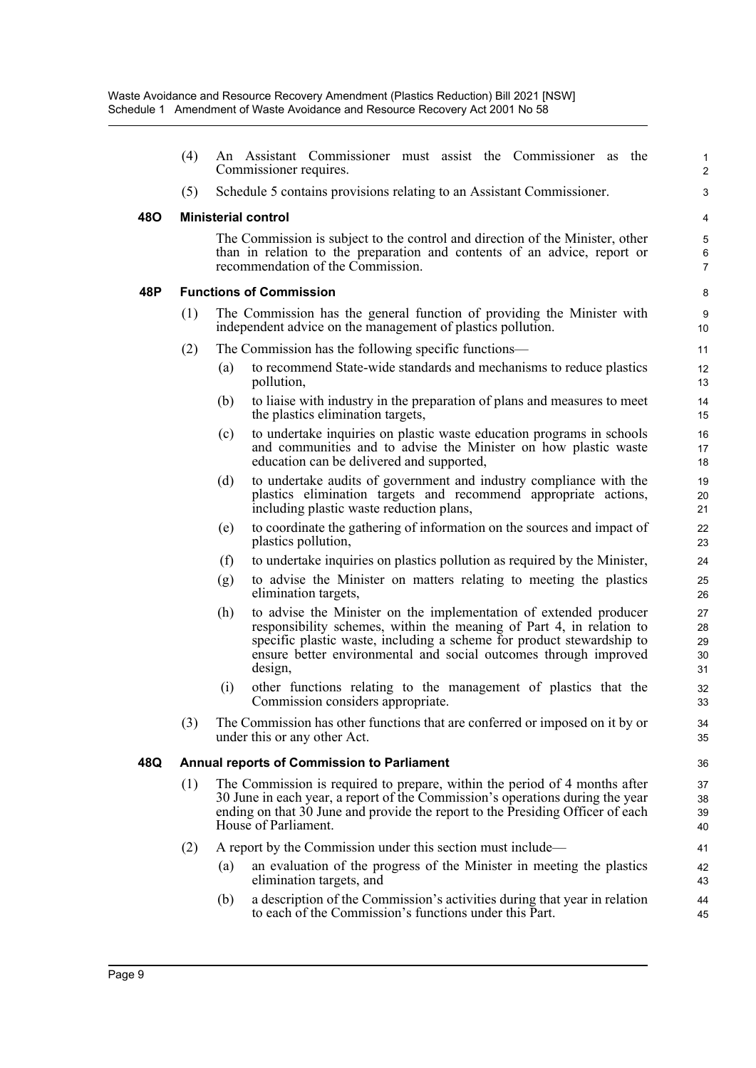(4) An Assistant Commissioner must assist the Commissioner as the Commissioner requires.

(5) Schedule 5 contains provisions relating to an Assistant Commissioner.

**48O Ministerial control**

The Commission is subject to the control and direction of the Minister, other than in relation to the preparation and contents of an advice, report or recommendation of the Commission.

**48P Functions of Commission**

(1) The Commission has the general function of providing the Minister with independent advice on the management of plastics pollution.

(2) The Commission has the following specific functions—

(a) to recommend State-wide standards and mechanisms to reduce plastics pollution,

(b) to liaise with industry in the preparation of plans and measures to meet the plastics elimination targets,

(c) to undertake inquiries on plastic waste education programs in schools and communities and to advise the Minister on how plastic waste education can be delivered and supported,

(d) to undertake audits of government and industry compliance with the plastics elimination targets and recommend appropriate actions, including plastic waste reduction plans,

(e) to coordinate the gathering of information on the sources and impact of plastics pollution,

(f) to undertake inquiries on plastics pollution as required by the Minister,

(g) to advise the Minister on matters relating to meeting the plastics elimination targets,

(h) to advise the Minister on the implementation of extended producer responsibility schemes, within the meaning of Part 4, in relation to specific plastic waste, including a scheme for product stewardship to ensure better environmental and social outcomes through improved design,

(i) other functions relating to the management of plastics that the Commission considers appropriate.

(3) The Commission has other functions that are conferred or imposed on it by or under this or any other Act.

**48Q Annual reports of Commission to Parliament**

(1) The Commission is required to prepare, within the period of 4 months after 30 June in each year, a report of the Commission's operations during the year ending on that 30 June and provide the report to the Presiding Officer of each House of Parliament.

(2) A report by the Commission under this section must include—

(a) an evaluation of the progress of the Minister in meeting the plastics elimination targets, and

(b) a description of the Commission's activities during that year in relation to each of the Commission's functions under this Part.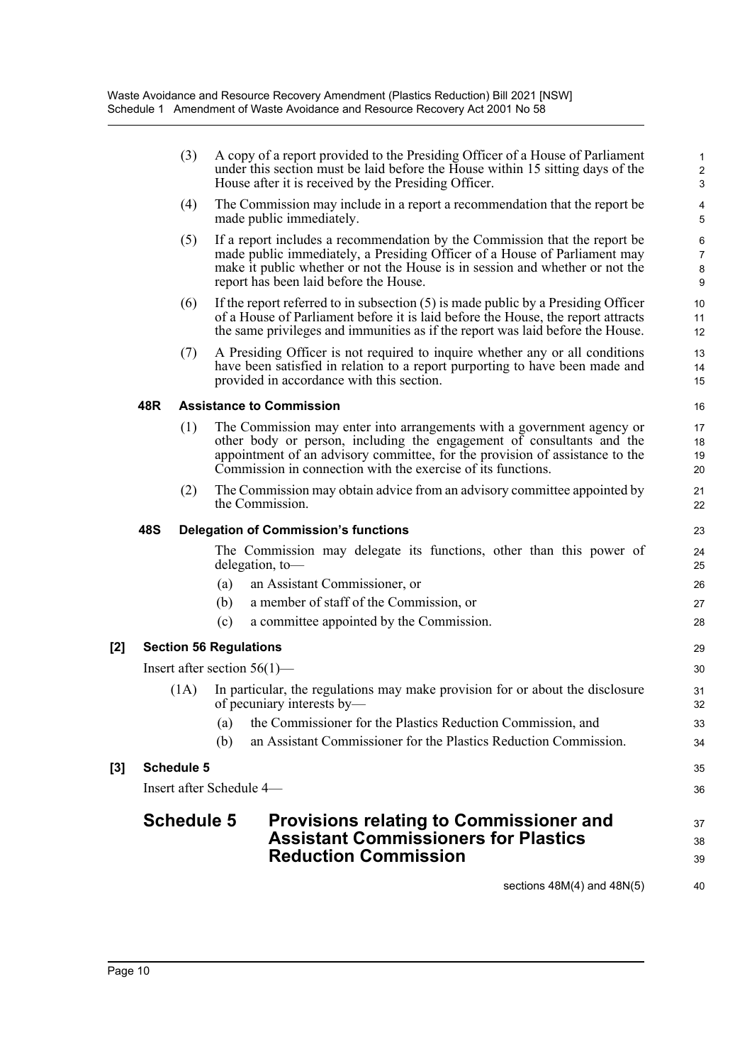(3) A copy of a report provided to the Presiding Officer of a House of Parliament under this section must be laid before the House within 15 sitting days of the House after it is received by the Presiding Officer.

(4) The Commission may include in a report a recommendation that the report be made public immediately.

(5) If a report includes a recommendation by the Commission that the report be made public immediately, a Presiding Officer of a House of Parliament may make it public whether or not the House is in session and whether or not the report has been laid before the House.

(6) If the report referred to in subsection (5) is made public by a Presiding Officer of a House of Parliament before it is laid before the House, the report attracts the same privileges and immunities as if the report was laid before the House.

(7) A Presiding Officer is not required to inquire whether any or all conditions have been satisfied in relation to a report purporting to have been made and provided in accordance with this section.

#### 48R Assistance to Commission

(1) The Commission may enter into arrangements with a government agency or other body or person, including the engagement of consultants and the appointment of an advisory committee, for the provision of assistance to the Commission in connection with the exercise of its functions.

(2) The Commission may obtain advice from an advisory committee appointed by the Commission.

#### 48S Delegation of Commission's functions

The Commission may delegate its functions, other than this power of delegation, to—

(a) an Assistant Commissioner, or

(b) a member of staff of the Commission, or

(c) a committee appointed by the Commission.

### [2] Section 56 Regulations

Insert after section 56(1)—

(1A) In particular, the regulations may make provision for or about the disclosure of pecuniary interests by—

(a) the Commissioner for the Plastics Reduction Commission, and

(b) an Assistant Commissioner for the Plastics Reduction Commission.

### [3] Schedule 5

Insert after Schedule 4—

## Schedule 5 Provisions relating to Commissioner and Assistant Commissioners for Plastics Reduction Commission

sections 48M(4) and 48N(5)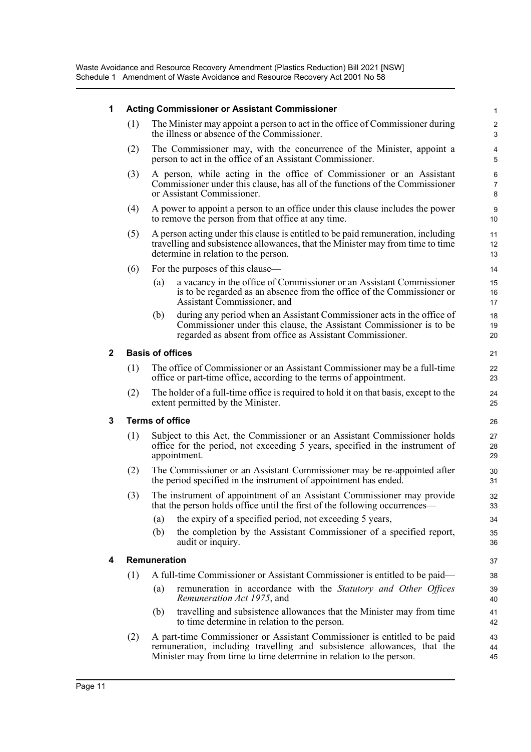## 1 Acting Commissioner or Assistant Commissioner

(1) The Minister may appoint a person to act in the office of Commissioner during the illness or absence of the Commissioner.

(2) The Commissioner may, with the concurrence of the Minister, appoint a person to act in the office of an Assistant Commissioner.

(3) A person, while acting in the office of Commissioner or an Assistant Commissioner under this clause, has all of the functions of the Commissioner or Assistant Commissioner.

(4) A power to appoint a person to an office under this clause includes the power to remove the person from that office at any time.

(5) A person acting under this clause is entitled to be paid remuneration, including travelling and subsistence allowances, that the Minister may from time to time determine in relation to the person.

(6) For the purposes of this clause—

(a) a vacancy in the office of Commissioner or an Assistant Commissioner is to be regarded as an absence from the office of the Commissioner or Assistant Commissioner, and

(b) during any period when an Assistant Commissioner acts in the office of Commissioner under this clause, the Assistant Commissioner is to be regarded as absent from office as Assistant Commissioner.

## 2 Basis of offices

(1) The office of Commissioner or an Assistant Commissioner may be a full-time office or part-time office, according to the terms of appointment.

(2) The holder of a full-time office is required to hold it on that basis, except to the extent permitted by the Minister.

## 3 Terms of office

(1) Subject to this Act, the Commissioner or an Assistant Commissioner holds office for the period, not exceeding 5 years, specified in the instrument of appointment.

(2) The Commissioner or an Assistant Commissioner may be re-appointed after the period specified in the instrument of appointment has ended.

(3) The instrument of appointment of an Assistant Commissioner may provide that the person holds office until the first of the following occurrences—

(a) the expiry of a specified period, not exceeding 5 years,

(b) the completion by the Assistant Commissioner of a specified report, audit or inquiry.

## 4 Remuneration

(1) A full-time Commissioner or Assistant Commissioner is entitled to be paid—

(a) remuneration in accordance with the *Statutory and Other Offices Remuneration Act 1975*, and

(b) travelling and subsistence allowances that the Minister may from time to time determine in relation to the person.

(2) A part-time Commissioner or Assistant Commissioner is entitled to be paid remuneration, including travelling and subsistence allowances, that the Minister may from time to time determine in relation to the person.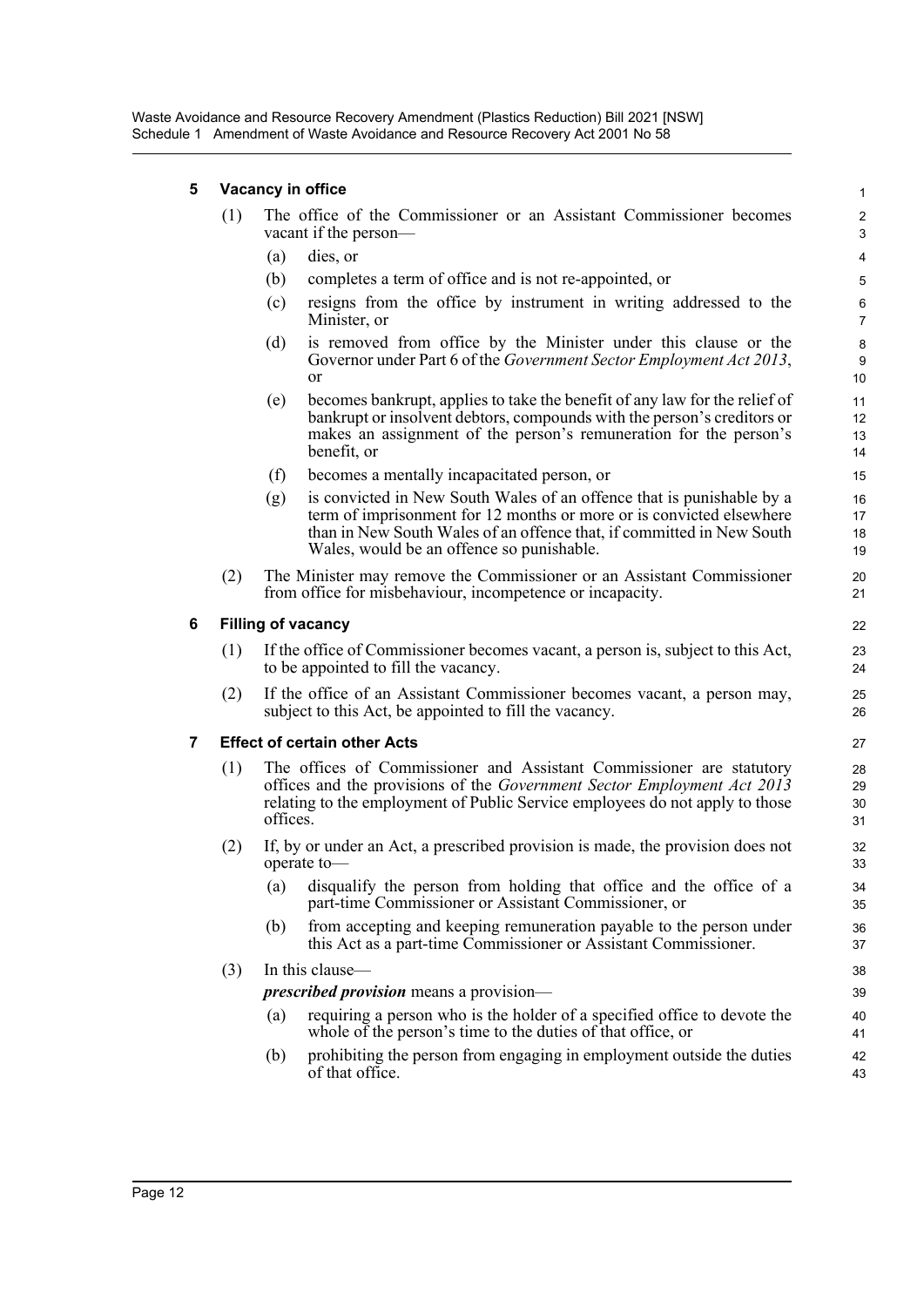### 5 Vacancy in office

(1) The office of the Commissioner or an Assistant Commissioner becomes vacant if the person—

(a) dies, or

(b) completes a term of office and is not re-appointed, or

(c) resigns from the office by instrument in writing addressed to the Minister, or

(d) is removed from office by the Minister under this clause or the Governor under Part 6 of the *Government Sector Employment Act 2013*, or

(e) becomes bankrupt, applies to take the benefit of any law for the relief of bankrupt or insolvent debtors, compounds with the person's creditors or makes an assignment of the person's remuneration for the person's benefit, or

(f) becomes a mentally incapacitated person, or

(g) is convicted in New South Wales of an offence that is punishable by a term of imprisonment for 12 months or more or is convicted elsewhere than in New South Wales of an offence that, if committed in New South Wales, would be an offence so punishable.

(2) The Minister may remove the Commissioner or an Assistant Commissioner from office for misbehaviour, incompetence or incapacity.

### 6 Filling of vacancy

(1) If the office of Commissioner becomes vacant, a person is, subject to this Act, to be appointed to fill the vacancy.

(2) If the office of an Assistant Commissioner becomes vacant, a person may, subject to this Act, be appointed to fill the vacancy.

### 7 Effect of certain other Acts

(1) The offices of Commissioner and Assistant Commissioner are statutory offices and the provisions of the *Government Sector Employment Act 2013* relating to the employment of Public Service employees do not apply to those offices.

(2) If, by or under an Act, a prescribed provision is made, the provision does not operate to—

(a) disqualify the person from holding that office and the office of a part-time Commissioner or Assistant Commissioner, or

(b) from accepting and keeping remuneration payable to the person under this Act as a part-time Commissioner or Assistant Commissioner.

(3) In this clause—

***prescribed provision*** means a provision—

(a) requiring a person who is the holder of a specified office to devote the whole of the person's time to the duties of that office, or

(b) prohibiting the person from engaging in employment outside the duties of that office.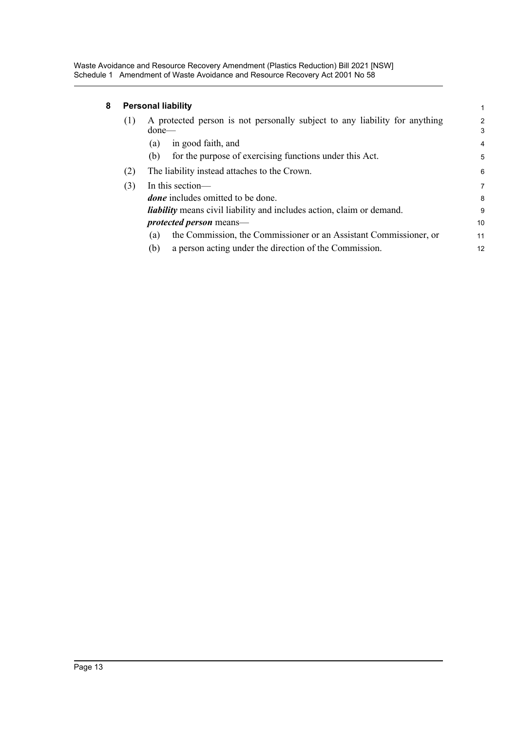### 8 Personal liability

(1) A protected person is not personally subject to any liability for anything done—

(a) in good faith, and

(b) for the purpose of exercising functions under this Act.

(2) The liability instead attaches to the Crown.

(3) In this section—

***done*** includes omitted to be done.

***liability*** means civil liability and includes action, claim or demand.

***protected person*** means—

(a) the Commission, the Commissioner or an Assistant Commissioner, or

(b) a person acting under the direction of the Commission.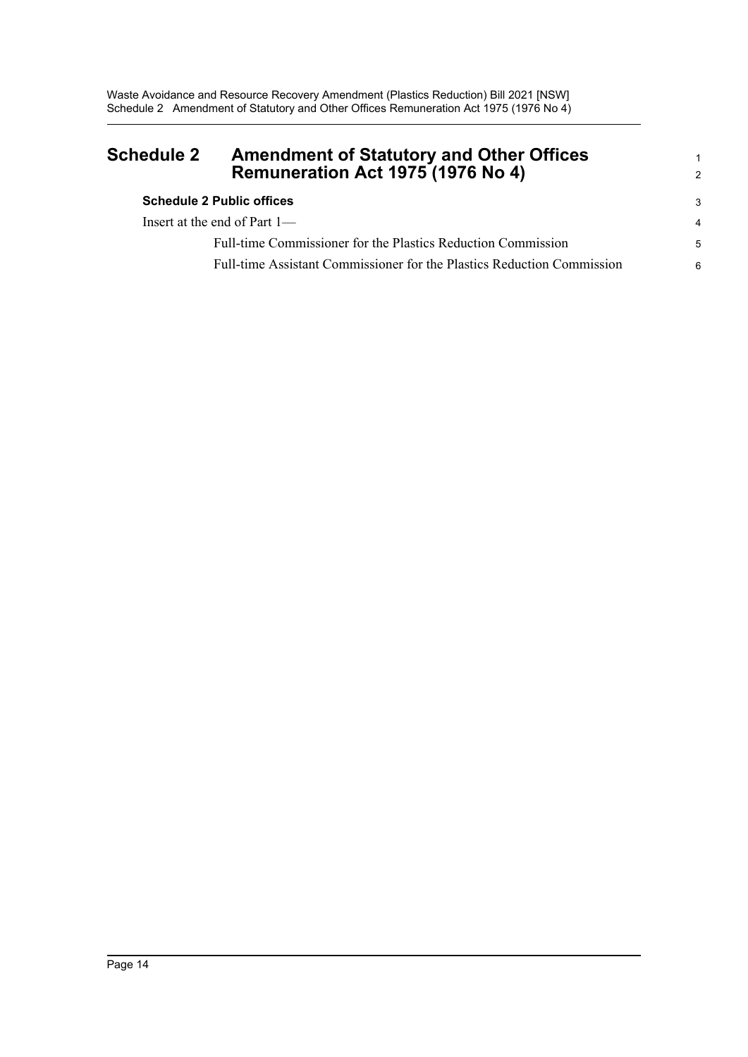# Schedule 2 Amendment of Statutory and Other Offices Remuneration Act 1975 (1976 No 4)

**Schedule 2 Public offices**

Insert at the end of Part 1—

Full-time Commissioner for the Plastics Reduction Commission

Full-time Assistant Commissioner for the Plastics Reduction Commission